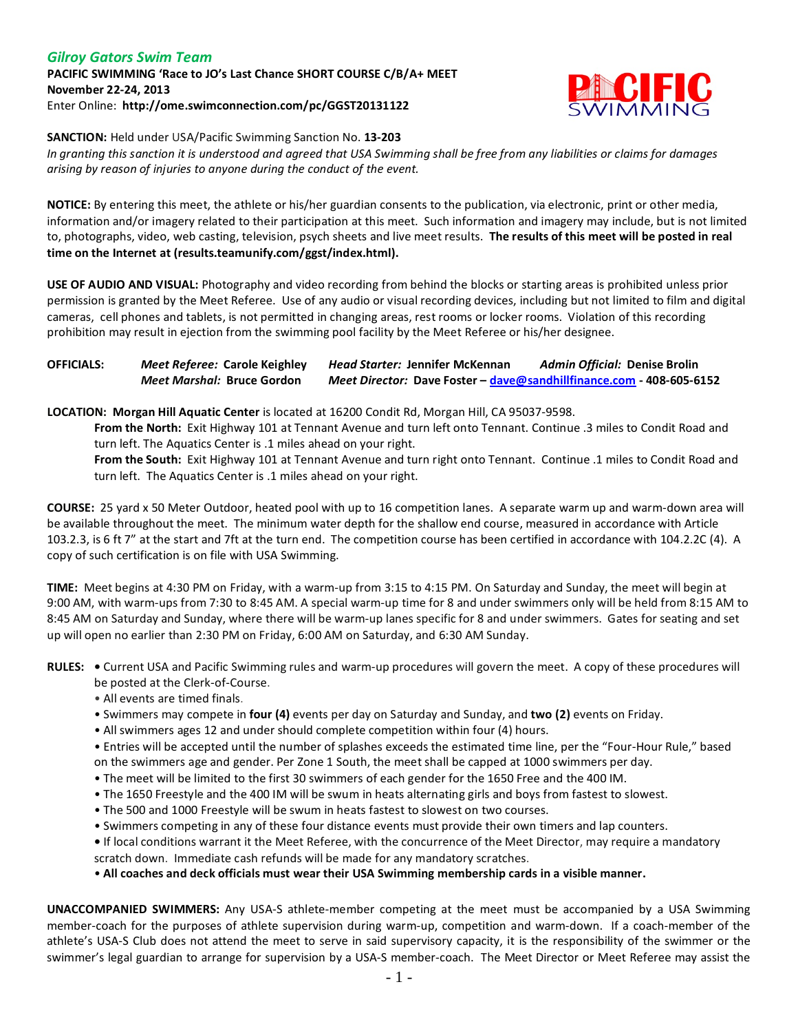## *Gilroy Gators Swim Team*

**PACIFIC SWIMMING 'Race to JO's Last Chance SHORT COURSE C/B/A+ MEET**
**November 22-24, 2013**
Enter Online: **http://ome.swimconnection.com/pc/GGST20131122**

**SANCTION:** Held under USA/Pacific Swimming Sanction No. **13-203**
*In granting this sanction it is understood and agreed that USA Swimming shall be free from any liabilities or claims for damages arising by reason of injuries to anyone during the conduct of the event.*

**NOTICE:** By entering this meet, the athlete or his/her guardian consents to the publication, via electronic, print or other media, information and/or imagery related to their participation at this meet. Such information and imagery may include, but is not limited to, photographs, video, web casting, television, psych sheets and live meet results. **The results of this meet will be posted in real time on the Internet at (results.teamunify.com/ggst/index.html).**

**USE OF AUDIO AND VISUAL:** Photography and video recording from behind the blocks or starting areas is prohibited unless prior permission is granted by the Meet Referee. Use of any audio or visual recording devices, including but not limited to film and digital cameras, cell phones and tablets, is not permitted in changing areas, rest rooms or locker rooms. Violation of this recording prohibition may result in ejection from the swimming pool facility by the Meet Referee or his/her designee.

**OFFICIALS:**
*Meet Referee:* **Carole Keighley** *Head Starter:* **Jennifer McKennan** *Admin Official:* **Denise Brolin**
*Meet Marshal:* **Bruce Gordon** *Meet Director:* **Dave Foster – dave@sandhillfinance.com - 408-605-6152**

**LOCATION: Morgan Hill Aquatic Center** is located at 16200 Condit Rd, Morgan Hill, CA 95037-9598.
**From the North:** Exit Highway 101 at Tennant Avenue and turn left onto Tennant. Continue .3 miles to Condit Road and turn left. The Aquatics Center is .1 miles ahead on your right.
**From the South:** Exit Highway 101 at Tennant Avenue and turn right onto Tennant. Continue .1 miles to Condit Road and turn left. The Aquatics Center is .1 miles ahead on your right.

**COURSE:** 25 yard x 50 Meter Outdoor, heated pool with up to 16 competition lanes. A separate warm up and warm-down area will be available throughout the meet. The minimum water depth for the shallow end course, measured in accordance with Article 103.2.3, is 6 ft 7" at the start and 7ft at the turn end. The competition course has been certified in accordance with 104.2.2C (4). A copy of such certification is on file with USA Swimming.

**TIME:** Meet begins at 4:30 PM on Friday, with a warm-up from 3:15 to 4:15 PM. On Saturday and Sunday, the meet will begin at 9:00 AM, with warm-ups from 7:30 to 8:45 AM. A special warm-up time for 8 and under swimmers only will be held from 8:15 AM to 8:45 AM on Saturday and Sunday, where there will be warm-up lanes specific for 8 and under swimmers. Gates for seating and set up will open no earlier than 2:30 PM on Friday, 6:00 AM on Saturday, and 6:30 AM Sunday.

**RULES:**
- Current USA and Pacific Swimming rules and warm-up procedures will govern the meet. A copy of these procedures will be posted at the Clerk-of-Course.
- All events are timed finals.
- Swimmers may compete in **four (4)** events per day on Saturday and Sunday, and **two (2)** events on Friday.
- All swimmers ages 12 and under should complete competition within four (4) hours.
- Entries will be accepted until the number of splashes exceeds the estimated time line, per the "Four-Hour Rule," based on the swimmers age and gender. Per Zone 1 South, the meet shall be capped at 1000 swimmers per day.
- The meet will be limited to the first 30 swimmers of each gender for the 1650 Free and the 400 IM.
- The 1650 Freestyle and the 400 IM will be swum in heats alternating girls and boys from fastest to slowest.
- The 500 and 1000 Freestyle will be swum in heats fastest to slowest on two courses.
- Swimmers competing in any of these four distance events must provide their own timers and lap counters.
- If local conditions warrant it the Meet Referee, with the concurrence of the Meet Director, may require a mandatory scratch down. Immediate cash refunds will be made for any mandatory scratches.
- **All coaches and deck officials must wear their USA Swimming membership cards in a visible manner.**

**UNACCOMPANIED SWIMMERS:** Any USA-S athlete-member competing at the meet must be accompanied by a USA Swimming member-coach for the purposes of athlete supervision during warm-up, competition and warm-down. If a coach-member of the athlete's USA-S Club does not attend the meet to serve in said supervisory capacity, it is the responsibility of the swimmer or the swimmer's legal guardian to arrange for supervision by a USA-S member-coach. The Meet Director or Meet Referee may assist the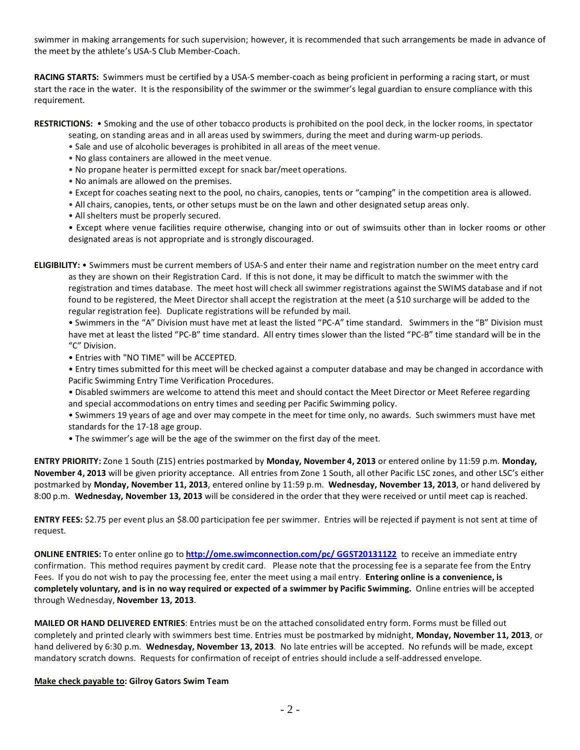swimmer in making arrangements for such supervision; however, it is recommended that such arrangements be made in advance of the meet by the athlete's USA-S Club Member-Coach.

**RACING STARTS:** Swimmers must be certified by a USA-S member-coach as being proficient in performing a racing start, or must start the race in the water. It is the responsibility of the swimmer or the swimmer's legal guardian to ensure compliance with this requirement.

**RESTRICTIONS:** • Smoking and the use of other tobacco products is prohibited on the pool deck, in the locker rooms, in spectator seating, on standing areas and in all areas used by swimmers, during the meet and during warm-up periods.

- Sale and use of alcoholic beverages is prohibited in all areas of the meet venue.
- No glass containers are allowed in the meet venue.
- No propane heater is permitted except for snack bar/meet operations.
- No animals are allowed on the premises.
- Except for coaches seating next to the pool, no chairs, canopies, tents or "camping" in the competition area is allowed.
- All chairs, canopies, tents, or other setups must be on the lawn and other designated setup areas only.
- All shelters must be properly secured.
- Except where venue facilities require otherwise, changing into or out of swimsuits other than in locker rooms or other designated areas is not appropriate and is strongly discouraged.

**ELIGIBILITY:** • Swimmers must be current members of USA-S and enter their name and registration number on the meet entry card as they are shown on their Registration Card. If this is not done, it may be difficult to match the swimmer with the registration and times database. The meet host will check all swimmer registrations against the SWIMS database and if not found to be registered, the Meet Director shall accept the registration at the meet (a $10 surcharge will be added to the regular registration fee). Duplicate registrations will be refunded by mail.

- Swimmers in the "A" Division must have met at least the listed "PC-A" time standard. Swimmers in the "B" Division must have met at least the listed "PC-B" time standard. All entry times slower than the listed "PC-B" time standard will be in the "C" Division.
- Entries with "NO TIME" will be ACCEPTED.
- Entry times submitted for this meet will be checked against a computer database and may be changed in accordance with Pacific Swimming Entry Time Verification Procedures.
- Disabled swimmers are welcome to attend this meet and should contact the Meet Director or Meet Referee regarding and special accommodations on entry times and seeding per Pacific Swimming policy.
- Swimmers 19 years of age and over may compete in the meet for time only, no awards. Such swimmers must have met standards for the 17-18 age group.
- The swimmer's age will be the age of the swimmer on the first day of the meet.

**ENTRY PRIORITY:** Zone 1 South (Z1S) entries postmarked by **Monday, November 4, 2013** or entered online by 11:59 p.m. **Monday, November 4, 2013** will be given priority acceptance. All entries from Zone 1 South, all other Pacific LSC zones, and other LSC's either postmarked by **Monday, November 11, 2013**, entered online by 11:59 p.m. **Wednesday, November 13, 2013**, or hand delivered by 8:00 p.m. **Wednesday, November 13, 2013** will be considered in the order that they were received or until meet cap is reached.

**ENTRY FEES:** $2.75 per event plus an $8.00 participation fee per swimmer. Entries will be rejected if payment is not sent at time of request.

**ONLINE ENTRIES:** To enter online go to **http://ome.swimconnection.com/pc/ GGST20131122** to receive an immediate entry confirmation. This method requires payment by credit card. Please note that the processing fee is a separate fee from the Entry Fees. If you do not wish to pay the processing fee, enter the meet using a mail entry. **Entering online is a convenience, is completely voluntary, and is in no way required or expected of a swimmer by Pacific Swimming.** Online entries will be accepted through Wednesday, **November 13, 2013**.

**MAILED OR HAND DELIVERED ENTRIES**: Entries must be on the attached consolidated entry form. Forms must be filled out completely and printed clearly with swimmers best time. Entries must be postmarked by midnight, **Monday, November 11, 2013**, or hand delivered by 6:30 p.m. **Wednesday, November 13, 2013**. No late entries will be accepted. No refunds will be made, except mandatory scratch downs. Requests for confirmation of receipt of entries should include a self-addressed envelope.

**Make check payable to: Gilroy Gators Swim Team**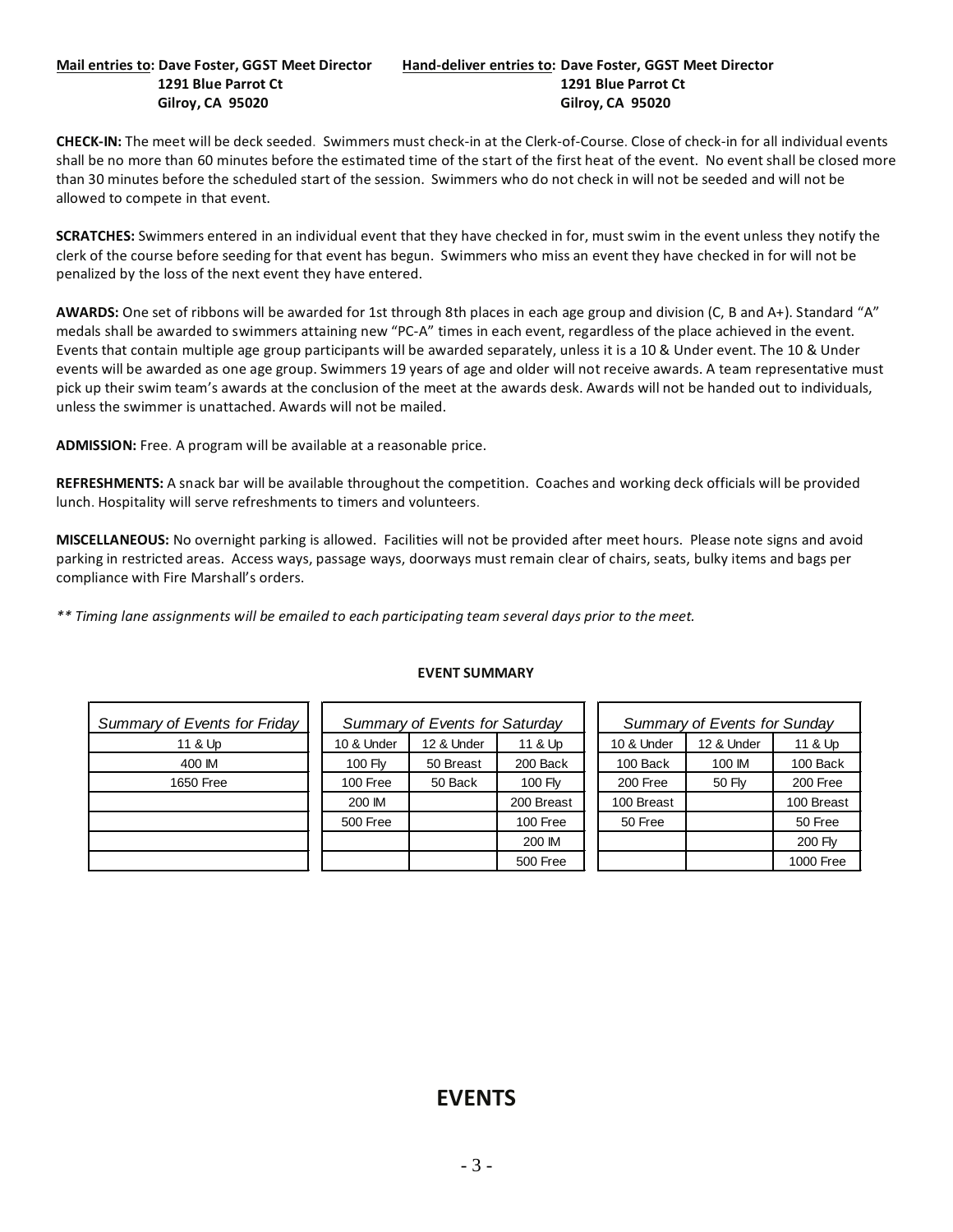**Mail entries to: Dave Foster, GGST Meet Director**
**1291 Blue Parrot Ct**
**Gilroy, CA 95020**

**Hand-deliver entries to: Dave Foster, GGST Meet Director**
**1291 Blue Parrot Ct**
**Gilroy, CA 95020**

**CHECK-IN:** The meet will be deck seeded. Swimmers must check-in at the Clerk-of-Course. Close of check-in for all individual events shall be no more than 60 minutes before the estimated time of the start of the first heat of the event. No event shall be closed more than 30 minutes before the scheduled start of the session. Swimmers who do not check in will not be seeded and will not be allowed to compete in that event.

**SCRATCHES:** Swimmers entered in an individual event that they have checked in for, must swim in the event unless they notify the clerk of the course before seeding for that event has begun. Swimmers who miss an event they have checked in for will not be penalized by the loss of the next event they have entered.

**AWARDS:** One set of ribbons will be awarded for 1st through 8th places in each age group and division (C, B and A+). Standard "A" medals shall be awarded to swimmers attaining new "PC-A" times in each event, regardless of the place achieved in the event. Events that contain multiple age group participants will be awarded separately, unless it is a 10 & Under event. The 10 & Under events will be awarded as one age group. Swimmers 19 years of age and older will not receive awards. A team representative must pick up their swim team's awards at the conclusion of the meet at the awards desk. Awards will not be handed out to individuals, unless the swimmer is unattached. Awards will not be mailed.

**ADMISSION:** Free. A program will be available at a reasonable price.

**REFRESHMENTS:** A snack bar will be available throughout the competition. Coaches and working deck officials will be provided lunch. Hospitality will serve refreshments to timers and volunteers.

**MISCELLANEOUS:** No overnight parking is allowed. Facilities will not be provided after meet hours. Please note signs and avoid parking in restricted areas. Access ways, passage ways, doorways must remain clear of chairs, seats, bulky items and bags per compliance with Fire Marshall's orders.

*** Timing lane assignments will be emailed to each participating team several days prior to the meet.*

**EVENT SUMMARY**

| *Summary of Events for Friday* |
|---|
| 11 & Up |
| 400 IM |
| 1650 Free |

| *Summary of Events for Saturday* | | |
|---|---|---|
| 10 & Under | 12 & Under | 11 & Up |
| 100 Fly | 50 Breast | 200 Back |
| 100 Free | 50 Back | 100 Fly |
| 200 IM | | 200 Breast |
| 500 Free | | 100 Free |
| | | 200 IM |
| | | 500 Free |

| *Summary of Events for Sunday* | | |
|---|---|---|
| 10 & Under | 12 & Under | 11 & Up |
| 100 Back | 100 IM | 100 Back |
| 200 Free | 50 Fly | 200 Free |
| 100 Breast | | 100 Breast |
| 50 Free | | 50 Free |
| | | 200 Fly |
| | | 1000 Free |

# EVENTS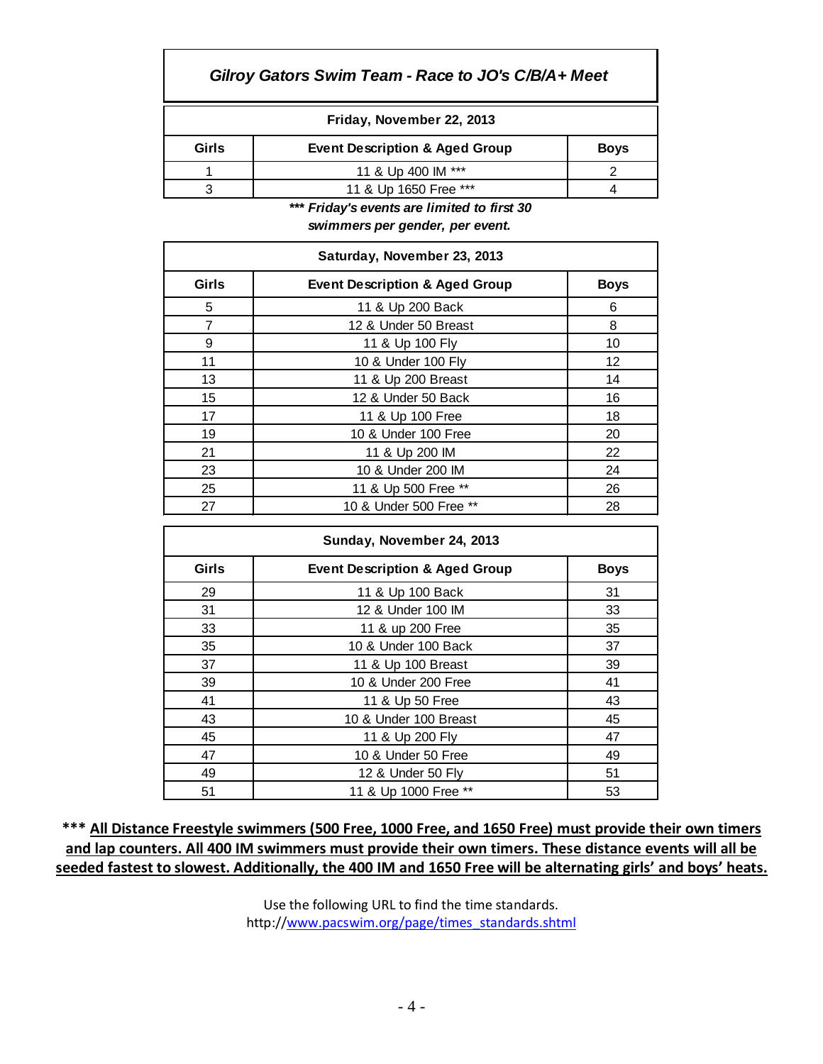## *Gilroy Gators Swim Team - Race to JO's C/B/A+ Meet*

| Friday, November 22, 2013 | | |
|---|---|---|
| **Girls** | **Event Description & Aged Group** | **Boys** |
| 1 | 11 & Up 400 IM *** | 2 |
| 3 | 11 & Up 1650 Free *** | 4 |

***\*\*\* Friday's events are limited to first 30 swimmers per gender, per event.***

| Saturday, November 23, 2013 | | |
|---|---|---|
| **Girls** | **Event Description & Aged Group** | **Boys** |
| 5 | 11 & Up 200 Back | 6 |
| 7 | 12 & Under 50 Breast | 8 |
| 9 | 11 & Up 100 Fly | 10 |
| 11 | 10 & Under 100 Fly | 12 |
| 13 | 11 & Up 200 Breast | 14 |
| 15 | 12 & Under 50 Back | 16 |
| 17 | 11 & Up 100 Free | 18 |
| 19 | 10 & Under 100 Free | 20 |
| 21 | 11 & Up 200 IM | 22 |
| 23 | 10 & Under 200 IM | 24 |
| 25 | 11 & Up 500 Free ** | 26 |
| 27 | 10 & Under 500 Free ** | 28 |

| Sunday, November 24, 2013 | | |
|---|---|---|
| **Girls** | **Event Description & Aged Group** | **Boys** |
| 29 | 11 & Up 100 Back | 31 |
| 31 | 12 & Under 100 IM | 33 |
| 33 | 11 & up 200 Free | 35 |
| 35 | 10 & Under 100 Back | 37 |
| 37 | 11 & Up 100 Breast | 39 |
| 39 | 10 & Under 200 Free | 41 |
| 41 | 11 & Up 50 Free | 43 |
| 43 | 10 & Under 100 Breast | 45 |
| 45 | 11 & Up 200 Fly | 47 |
| 47 | 10 & Under 50 Free | 49 |
| 49 | 12 & Under 50 Fly | 51 |
| 51 | 11 & Up 1000 Free ** | 53 |

**\*\*\* <u>All Distance Freestyle swimmers (500 Free, 1000 Free, and 1650 Free) must provide their own timers and lap counters. All 400 IM swimmers must provide their own timers. These distance events will all be seeded fastest to slowest. Additionally, the 400 IM and 1650 Free will be alternating girls' and boys' heats.</u>**

Use the following URL to find the time standards.
http://www.pacswim.org/page/times_standards.shtml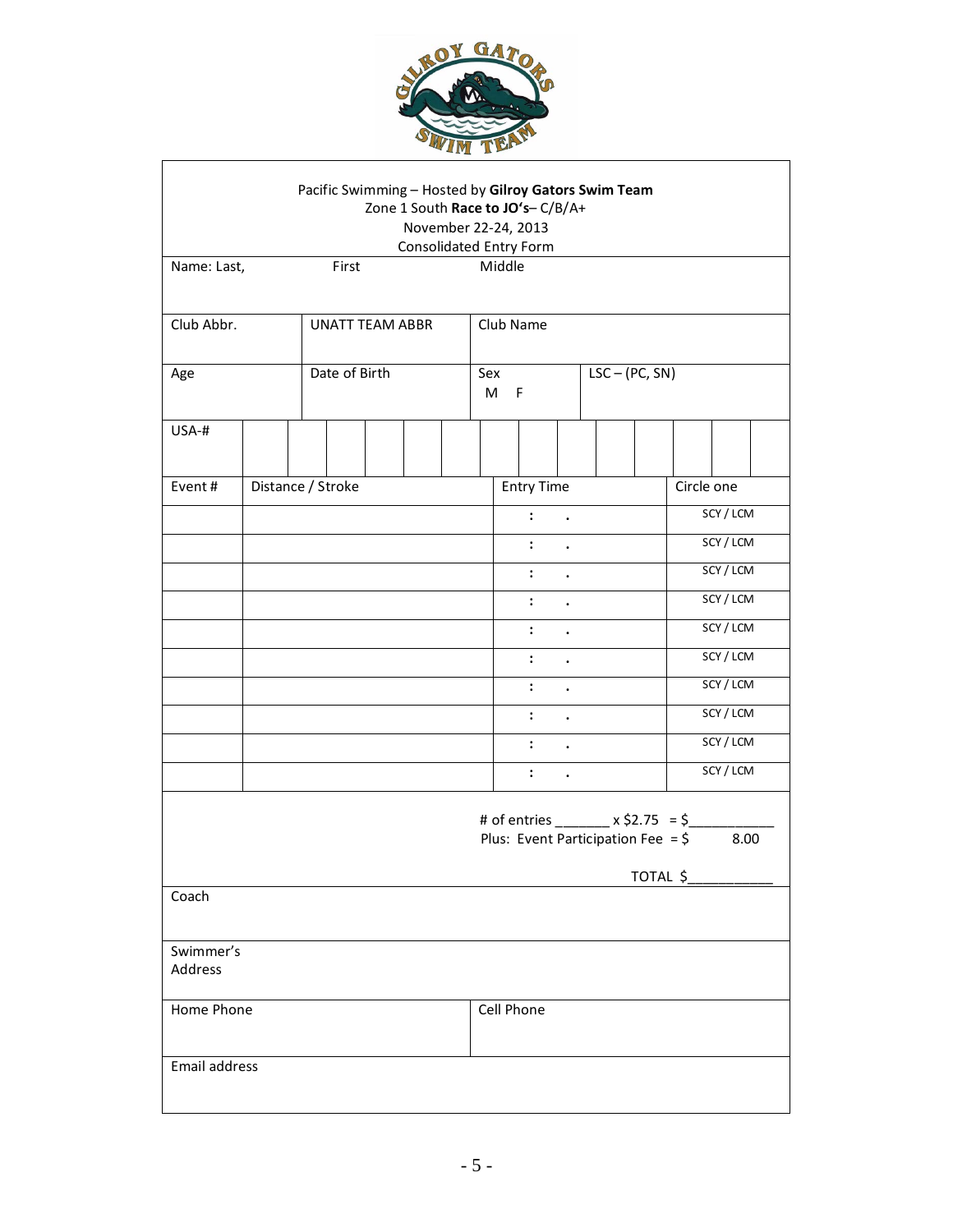Pacific Swimming – Hosted by **Gilroy Gators Swim Team**
Zone 1 South **Race to JO's**– C/B/A+
November 22-24, 2013
Consolidated Entry Form

| Name: Last, | First | Middle |
|---|---|---|
| | | |

| Club Abbr. | UNATT TEAM ABBR | Club Name |
|---|---|---|
| | | |

| Age | Date of Birth | Sex M F | LSC – (PC, SN) |
|---|---|---|---|
| | | | |

| USA-# | | | | | | | | | | | | | | |
|---|---|---|---|---|---|---|---|---|---|---|---|---|---|---|
| | | | | | | | | | | | | | | |

| Event # | Distance / Stroke | Entry Time | Circle one |
|---|---|---|---|
| | | : . | SCY / LCM |
| | | : . | SCY / LCM |
| | | : . | SCY / LCM |
| | | : . | SCY / LCM |
| | | : . | SCY / LCM |
| | | : . | SCY / LCM |
| | | : . | SCY / LCM |
| | | : . | SCY / LCM |
| | | : . | SCY / LCM |
| | | : . | SCY / LCM |

# of entries _______ x $2.75 = $___________
Plus: Event Participation Fee = $ 8.00

TOTAL $___________

| Coach |
|---|
| |

| Swimmer's Address |
|---|
| |

| Home Phone | Cell Phone |
|---|---|
| | |

| Email address |
|---|
| |